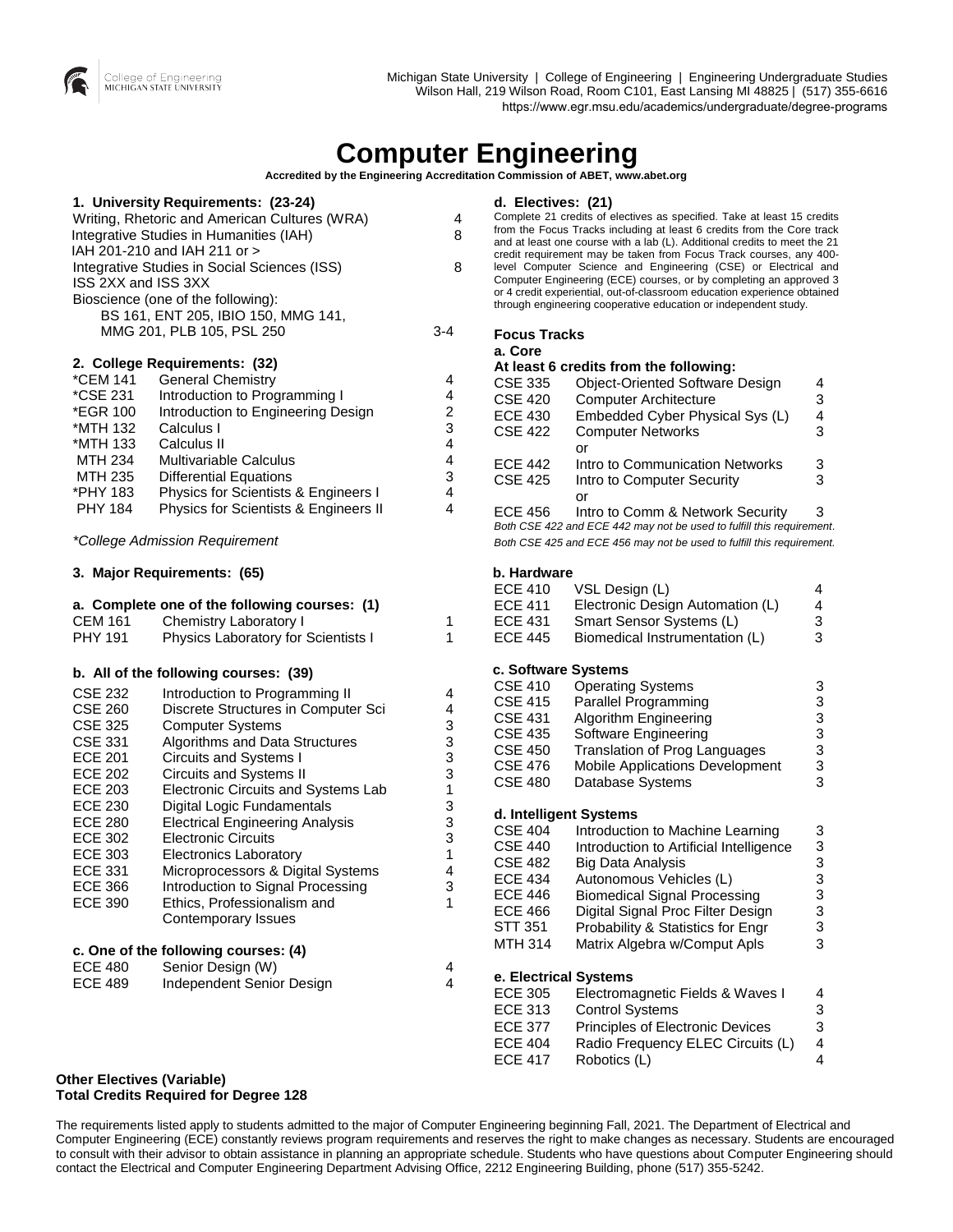Michigan State University | College of Engineering | Engineering Undergraduate Studies
Wilson Hall, 219 Wilson Road, Room C101, East Lansing MI 48825 | (517) 355-6616
https://www.egr.msu.edu/academics/undergraduate/degree-programs

# Computer Engineering

**Accredited by the Engineering Accreditation Commission of ABET, www.abet.org**

### 1. University Requirements: (23-24)

| Requirement | Credits |
|---|---|
| Writing, Rhetoric and American Cultures (WRA) | 4 |
| Integrative Studies in Humanities (IAH) IAH 201-210 and IAH 211 or > | 8 |
| Integrative Studies in Social Sciences (ISS) ISS 2XX and ISS 3XX | 8 |
| Bioscience (one of the following): BS 161, ENT 205, IBIO 150, MMG 141, MMG 201, PLB 105, PSL 250 | 3-4 |

### 2. College Requirements: (32)

| Course | Title | Credits |
|---|---|---|
| *CEM 141 | General Chemistry | 4 |
| *CSE 231 | Introduction to Programming I | 4 |
| *EGR 100 | Introduction to Engineering Design | 2 |
| *MTH 132 | Calculus I | 3 |
| *MTH 133 | Calculus II | 4 |
| MTH 234 | Multivariable Calculus | 4 |
| MTH 235 | Differential Equations | 3 |
| *PHY 183 | Physics for Scientists & Engineers I | 4 |
| PHY 184 | Physics for Scientists & Engineers II | 4 |

*\*College Admission Requirement*

### 3. Major Requirements: (65)

**a. Complete one of the following courses: (1)**

| Course | Title | Credits |
|---|---|---|
| CEM 161 | Chemistry Laboratory I | 1 |
| PHY 191 | Physics Laboratory for Scientists I | 1 |

**b. All of the following courses: (39)**

| Course | Title | Credits |
|---|---|---|
| CSE 232 | Introduction to Programming II | 4 |
| CSE 260 | Discrete Structures in Computer Sci | 4 |
| CSE 325 | Computer Systems | 3 |
| CSE 331 | Algorithms and Data Structures | 3 |
| ECE 201 | Circuits and Systems I | 3 |
| ECE 202 | Circuits and Systems II | 3 |
| ECE 203 | Electronic Circuits and Systems Lab | 1 |
| ECE 230 | Digital Logic Fundamentals | 3 |
| ECE 280 | Electrical Engineering Analysis | 3 |
| ECE 302 | Electronic Circuits | 3 |
| ECE 303 | Electronics Laboratory | 1 |
| ECE 331 | Microprocessors & Digital Systems | 4 |
| ECE 366 | Introduction to Signal Processing | 3 |
| ECE 390 | Ethics, Professionalism and Contemporary Issues | 1 |

**c. One of the following courses: (4)**

| Course | Title | Credits |
|---|---|---|
| ECE 480 | Senior Design (W) | 4 |
| ECE 489 | Independent Senior Design | 4 |

**d. Electives: (21)**

Complete 21 credits of electives as specified. Take at least 15 credits from the Focus Tracks including at least 6 credits from the Core track and at least one course with a lab (L). Additional credits to meet the 21 credit requirement may be taken from Focus Track courses, any 400-level Computer Science and Engineering (CSE) or Electrical and Computer Engineering (ECE) courses, or by completing an approved 3 or 4 credit experiential, out-of-classroom education experience obtained through engineering cooperative education or independent study.

#### Focus Tracks

**a. Core**

**At least 6 credits from the following:**

| Course | Title | Credits |
|---|---|---|
| CSE 335 | Object-Oriented Software Design | 4 |
| CSE 420 | Computer Architecture | 3 |
| ECE 430 | Embedded Cyber Physical Sys (L) | 4 |
| CSE 422 | Computer Networks | 3 |
| | or | |
| ECE 442 | Intro to Communication Networks | 3 |
| CSE 425 | Intro to Computer Security | 3 |
| | or | |
| ECE 456 | Intro to Comm & Network Security | 3 |

*Both CSE 422 and ECE 442 may not be used to fulfill this requirement.*
*Both CSE 425 and ECE 456 may not be used to fulfill this requirement.*

**b. Hardware**

| Course | Title | Credits |
|---|---|---|
| ECE 410 | VSL Design (L) | 4 |
| ECE 411 | Electronic Design Automation (L) | 4 |
| ECE 431 | Smart Sensor Systems (L) | 3 |
| ECE 445 | Biomedical Instrumentation (L) | 3 |

**c. Software Systems**

| Course | Title | Credits |
|---|---|---|
| CSE 410 | Operating Systems | 3 |
| CSE 415 | Parallel Programming | 3 |
| CSE 431 | Algorithm Engineering | 3 |
| CSE 435 | Software Engineering | 3 |
| CSE 450 | Translation of Prog Languages | 3 |
| CSE 476 | Mobile Applications Development | 3 |
| CSE 480 | Database Systems | 3 |

**d. Intelligent Systems**

| Course | Title | Credits |
|---|---|---|
| CSE 404 | Introduction to Machine Learning | 3 |
| CSE 440 | Introduction to Artificial Intelligence | 3 |
| CSE 482 | Big Data Analysis | 3 |
| ECE 434 | Autonomous Vehicles (L) | 3 |
| ECE 446 | Biomedical Signal Processing | 3 |
| ECE 466 | Digital Signal Proc Filter Design | 3 |
| STT 351 | Probability & Statistics for Engr | 3 |
| MTH 314 | Matrix Algebra w/Comput Apls | 3 |

**e. Electrical Systems**

| Course | Title | Credits |
|---|---|---|
| ECE 305 | Electromagnetic Fields & Waves I | 4 |
| ECE 313 | Control Systems | 3 |
| ECE 377 | Principles of Electronic Devices | 3 |
| ECE 404 | Radio Frequency ELEC Circuits (L) | 4 |
| ECE 417 | Robotics (L) | 4 |

**Other Electives (Variable)**
**Total Credits Required for Degree 128**

The requirements listed apply to students admitted to the major of Computer Engineering beginning Fall, 2021. The Department of Electrical and Computer Engineering (ECE) constantly reviews program requirements and reserves the right to make changes as necessary. Students are encouraged to consult with their advisor to obtain assistance in planning an appropriate schedule. Students who have questions about Computer Engineering should contact the Electrical and Computer Engineering Department Advising Office, 2212 Engineering Building, phone (517) 355-5242.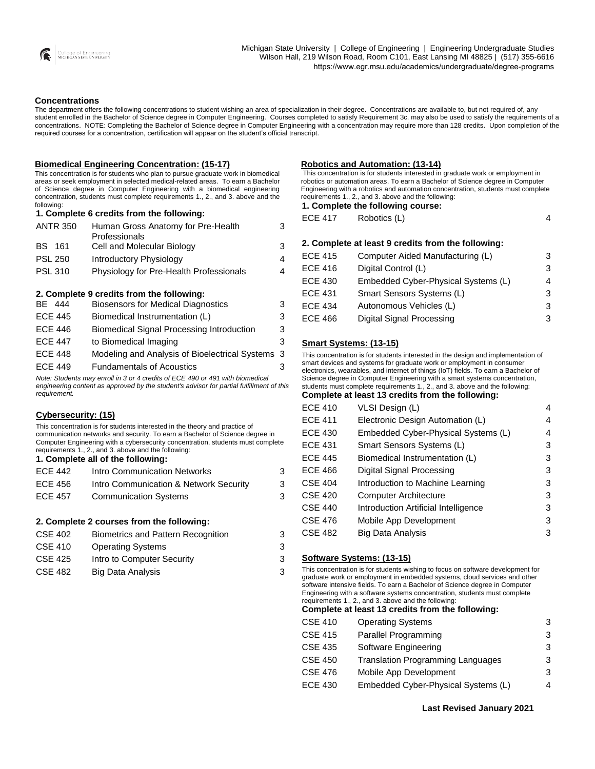Michigan State University | College of Engineering | Engineering Undergraduate Studies
Wilson Hall, 219 Wilson Road, Room C101, East Lansing MI 48825 | (517) 355-6616
https://www.egr.msu.edu/academics/undergraduate/degree-programs

## Concentrations

The department offers the following concentrations to student wishing an area of specialization in their degree. Concentrations are available to, but not required of, any student enrolled in the Bachelor of Science degree in Computer Engineering. Courses completed to satisfy Requirement 3c. may also be used to satisfy the requirements of a concentrations. NOTE: Completing the Bachelor of Science degree in Computer Engineering with a concentration may require more than 128 credits. Upon completion of the required courses for a concentration, certification will appear on the student's official transcript.

### Biomedical Engineering Concentration: (15-17)

This concentration is for students who plan to pursue graduate work in biomedical areas or seek employment in selected medical-related areas. To earn a Bachelor of Science degree in Computer Engineering with a biomedical engineering concentration, students must complete requirements 1., 2., and 3. above and the following:

**1. Complete 6 credits from the following:**

| | | |
|---|---|---|
| ANTR 350 | Human Gross Anatomy for Pre-Health Professionals | 3 |
| BS 161 | Cell and Molecular Biology | 3 |
| PSL 250 | Introductory Physiology | 4 |
| PSL 310 | Physiology for Pre-Health Professionals | 4 |

**2. Complete 9 credits from the following:**

| | | |
|---|---|---|
| BE 444 | Biosensors for Medical Diagnostics | 3 |
| ECE 445 | Biomedical Instrumentation (L) | 3 |
| ECE 446 | Biomedical Signal Processing Introduction | 3 |
| ECE 447 | to Biomedical Imaging | 3 |
| ECE 448 | Modeling and Analysis of Bioelectrical Systems | 3 |
| ECE 449 | Fundamentals of Acoustics | 3 |

*Note: Students may enroll in 3 or 4 credits of ECE 490 or 491 with biomedical engineering content as approved by the student's advisor for partial fulfillment of this requirement.*

### Cybersecurity: (15)

This concentration is for students interested in the theory and practice of communication networks and security. To earn a Bachelor of Science degree in Computer Engineering with a cybersecurity concentration, students must complete requirements 1., 2., and 3. above and the following:

**1. Complete all of the following:**

| | | |
|---|---|---|
| ECE 442 | Intro Communication Networks | 3 |
| ECE 456 | Intro Communication & Network Security | 3 |
| ECE 457 | Communication Systems | 3 |

**2. Complete 2 courses from the following:**

| | | |
|---|---|---|
| CSE 402 | Biometrics and Pattern Recognition | 3 |
| CSE 410 | Operating Systems | 3 |
| CSE 425 | Intro to Computer Security | 3 |
| CSE 482 | Big Data Analysis | 3 |

### Robotics and Automation: (13-14)

This concentration is for students interested in graduate work or employment in robotics or automation areas. To earn a Bachelor of Science degree in Computer Engineering with a robotics and automation concentration, students must complete requirements 1., 2., and 3. above and the following:

**1. Complete the following course:**

| | | |
|---|---|---|
| ECE 417 | Robotics (L) | 4 |

**2. Complete at least 9 credits from the following:**

| | | |
|---|---|---|
| ECE 415 | Computer Aided Manufacturing (L) | 3 |
| ECE 416 | Digital Control (L) | 3 |
| ECE 430 | Embedded Cyber-Physical Systems (L) | 4 |
| ECE 431 | Smart Sensors Systems (L) | 3 |
| ECE 434 | Autonomous Vehicles (L) | 3 |
| ECE 466 | Digital Signal Processing | 3 |

### Smart Systems: (13-15)

This concentration is for students interested in the design and implementation of smart devices and systems for graduate work or employment in consumer electronics, wearables, and internet of things (IoT) fields. To earn a Bachelor of Science degree in Computer Engineering with a smart systems concentration, students must complete requirements 1., 2., and 3. above and the following:

**Complete at least 13 credits from the following:**

| | | |
|---|---|---|
| ECE 410 | VLSI Design (L) | 4 |
| ECE 411 | Electronic Design Automation (L) | 4 |
| ECE 430 | Embedded Cyber-Physical Systems (L) | 4 |
| ECE 431 | Smart Sensors Systems (L) | 3 |
| ECE 445 | Biomedical Instrumentation (L) | 3 |
| ECE 466 | Digital Signal Processing | 3 |
| CSE 404 | Introduction to Machine Learning | 3 |
| CSE 420 | Computer Architecture | 3 |
| CSE 440 | Introduction Artificial Intelligence | 3 |
| CSE 476 | Mobile App Development | 3 |
| CSE 482 | Big Data Analysis | 3 |

### Software Systems: (13-15)

This concentration is for students wishing to focus on software development for graduate work or employment in embedded systems, cloud services and other software intensive fields. To earn a Bachelor of Science degree in Computer Engineering with a software systems concentration, students must complete requirements 1., 2., and 3. above and the following:

**Complete at least 13 credits from the following:**

| | | |
|---|---|---|
| CSE 410 | Operating Systems | 3 |
| CSE 415 | Parallel Programming | 3 |
| CSE 435 | Software Engineering | 3 |
| CSE 450 | Translation Programming Languages | 3 |
| CSE 476 | Mobile App Development | 3 |
| ECE 430 | Embedded Cyber-Physical Systems (L) | 4 |

**Last Revised January 2021**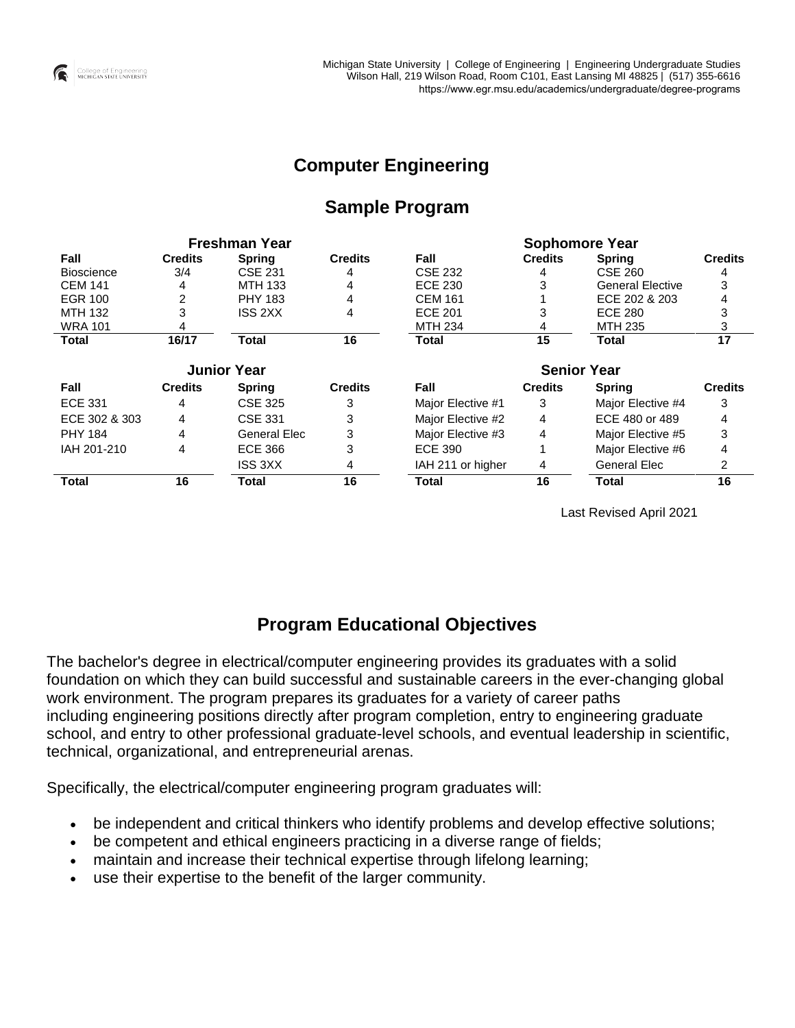# Computer Engineering

## Sample Program

| Freshman Year | | | | Sophomore Year | | | |
|---|---|---|---|---|---|---|---|
| **Fall** | **Credits** | **Spring** | **Credits** | **Fall** | **Credits** | **Spring** | **Credits** |
| Bioscience | 3/4 | CSE 231 | 4 | CSE 232 | 4 | CSE 260 | 4 |
| CEM 141 | 4 | MTH 133 | 4 | ECE 230 | 3 | General Elective | 3 |
| EGR 100 | 2 | PHY 183 | 4 | CEM 161 | 1 | ECE 202 & 203 | 4 |
| MTH 132 | 3 | ISS 2XX | 4 | ECE 201 | 3 | ECE 280 | 3 |
| WRA 101 | 4 | | | MTH 234 | 4 | MTH 235 | 3 |
| **Total** | **16/17** | **Total** | **16** | **Total** | **15** | **Total** | **17** |

| Junior Year | | | | Senior Year | | | |
|---|---|---|---|---|---|---|---|
| **Fall** | **Credits** | **Spring** | **Credits** | **Fall** | **Credits** | **Spring** | **Credits** |
| ECE 331 | 4 | CSE 325 | 3 | Major Elective #1 | 3 | Major Elective #4 | 3 |
| ECE 302 & 303 | 4 | CSE 331 | 3 | Major Elective #2 | 4 | ECE 480 or 489 | 4 |
| PHY 184 | 4 | General Elec | 3 | Major Elective #3 | 4 | Major Elective #5 | 3 |
| IAH 201-210 | 4 | ECE 366 | 3 | ECE 390 | 1 | Major Elective #6 | 4 |
| | | ISS 3XX | 4 | IAH 211 or higher | 4 | General Elec | 2 |
| **Total** | **16** | **Total** | **16** | **Total** | **16** | **Total** | **16** |

Last Revised April 2021

## Program Educational Objectives

The bachelor's degree in electrical/computer engineering provides its graduates with a solid foundation on which they can build successful and sustainable careers in the ever-changing global work environment. The program prepares its graduates for a variety of career paths including engineering positions directly after program completion, entry to engineering graduate school, and entry to other professional graduate-level schools, and eventual leadership in scientific, technical, organizational, and entrepreneurial arenas.

Specifically, the electrical/computer engineering program graduates will:

- be independent and critical thinkers who identify problems and develop effective solutions;
- be competent and ethical engineers practicing in a diverse range of fields;
- maintain and increase their technical expertise through lifelong learning;
- use their expertise to the benefit of the larger community.